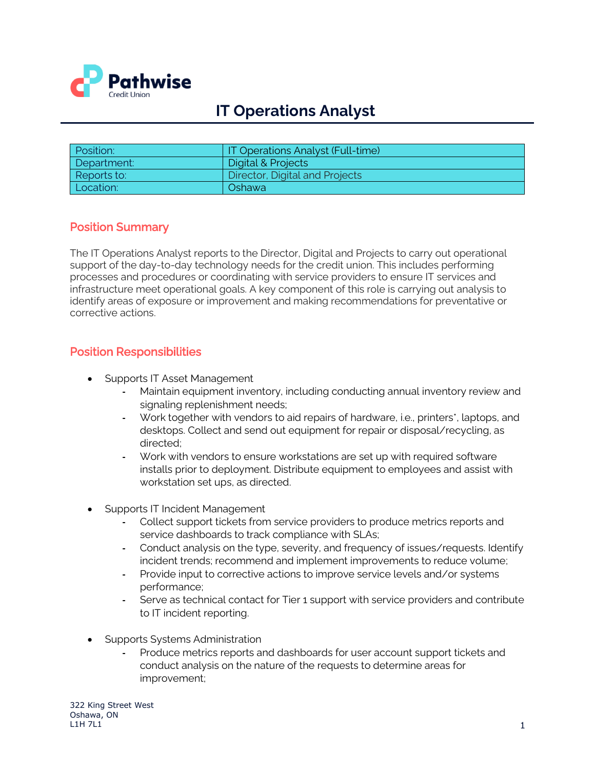Pathwise
Credit Union

# IT Operations Analyst

| Position: | IT Operations Analyst (Full-time) |
|---|---|
| Department: | Digital & Projects |
| Reports to: | Director, Digital and Projects |
| Location: | Oshawa |

## Position Summary

The IT Operations Analyst reports to the Director, Digital and Projects to carry out operational support of the day-to-day technology needs for the credit union. This includes performing processes and procedures or coordinating with service providers to ensure IT services and infrastructure meet operational goals. A key component of this role is carrying out analysis to identify areas of exposure or improvement and making recommendations for preventative or corrective actions.

## Position Responsibilities

- Supports IT Asset Management
    - Maintain equipment inventory, including conducting annual inventory review and signaling replenishment needs;
    - Work together with vendors to aid repairs of hardware, i.e., printers*, laptops, and desktops. Collect and send out equipment for repair or disposal/recycling, as directed;
    - Work with vendors to ensure workstations are set up with required software installs prior to deployment. Distribute equipment to employees and assist with workstation set ups, as directed.

- Supports IT Incident Management
    - Collect support tickets from service providers to produce metrics reports and service dashboards to track compliance with SLAs;
    - Conduct analysis on the type, severity, and frequency of issues/requests. Identify incident trends; recommend and implement improvements to reduce volume;
    - Provide input to corrective actions to improve service levels and/or systems performance;
    - Serve as technical contact for Tier 1 support with service providers and contribute to IT incident reporting.

- Supports Systems Administration
    - Produce metrics reports and dashboards for user account support tickets and conduct analysis on the nature of the requests to determine areas for improvement;

322 King Street West
Oshawa, ON
L1H 7L1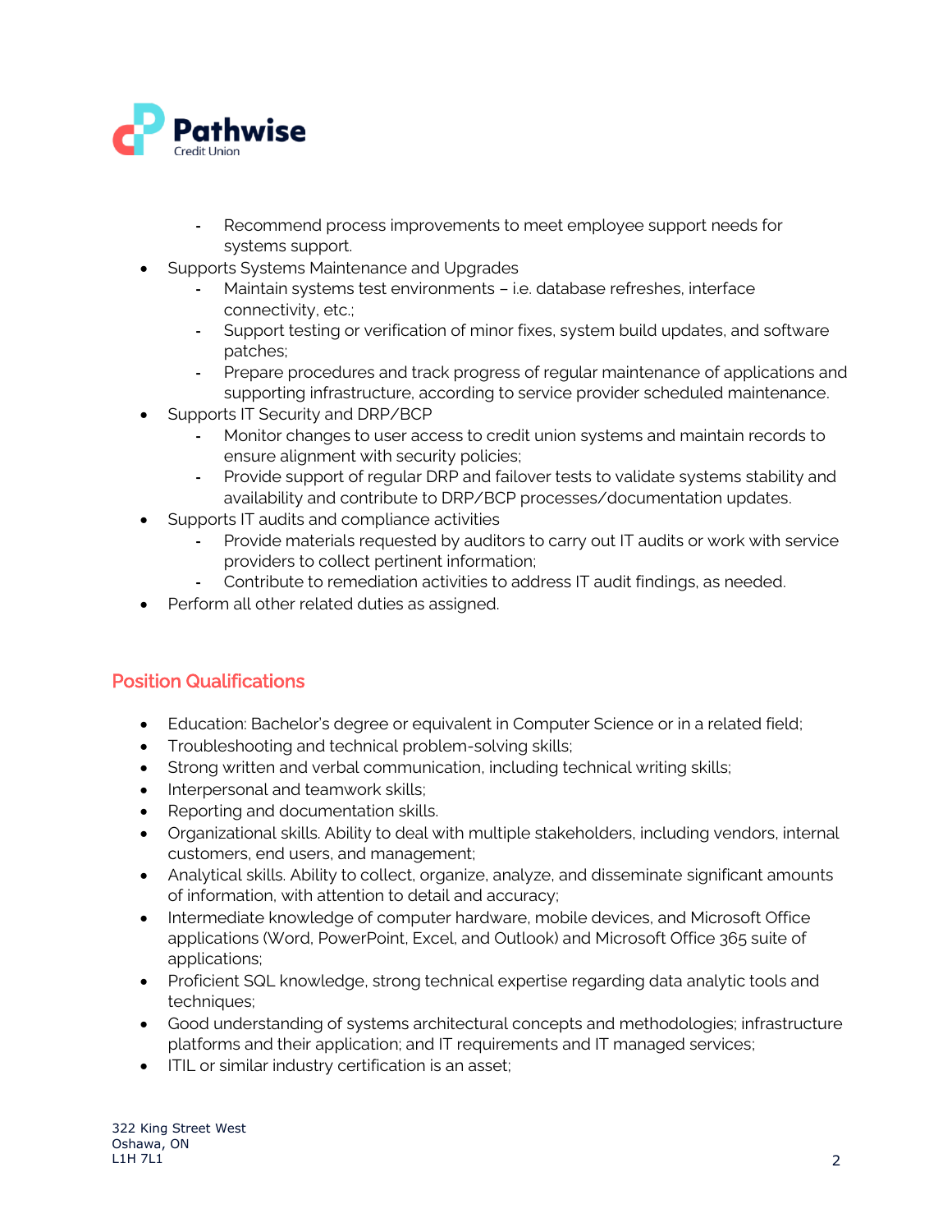- Recommend process improvements to meet employee support needs for systems support.
- Supports Systems Maintenance and Upgrades
    - Maintain systems test environments – i.e. database refreshes, interface connectivity, etc.;
    - Support testing or verification of minor fixes, system build updates, and software patches;
    - Prepare procedures and track progress of regular maintenance of applications and supporting infrastructure, according to service provider scheduled maintenance.
- Supports IT Security and DRP/BCP
    - Monitor changes to user access to credit union systems and maintain records to ensure alignment with security policies;
    - Provide support of regular DRP and failover tests to validate systems stability and availability and contribute to DRP/BCP processes/documentation updates.
- Supports IT audits and compliance activities
    - Provide materials requested by auditors to carry out IT audits or work with service providers to collect pertinent information;
    - Contribute to remediation activities to address IT audit findings, as needed.
- Perform all other related duties as assigned.

## Position Qualifications

- Education: Bachelor's degree or equivalent in Computer Science or in a related field;
- Troubleshooting and technical problem-solving skills;
- Strong written and verbal communication, including technical writing skills;
- Interpersonal and teamwork skills;
- Reporting and documentation skills.
- Organizational skills. Ability to deal with multiple stakeholders, including vendors, internal customers, end users, and management;
- Analytical skills. Ability to collect, organize, analyze, and disseminate significant amounts of information, with attention to detail and accuracy;
- Intermediate knowledge of computer hardware, mobile devices, and Microsoft Office applications (Word, PowerPoint, Excel, and Outlook) and Microsoft Office 365 suite of applications;
- Proficient SQL knowledge, strong technical expertise regarding data analytic tools and techniques;
- Good understanding of systems architectural concepts and methodologies; infrastructure platforms and their application; and IT requirements and IT managed services;
- ITIL or similar industry certification is an asset;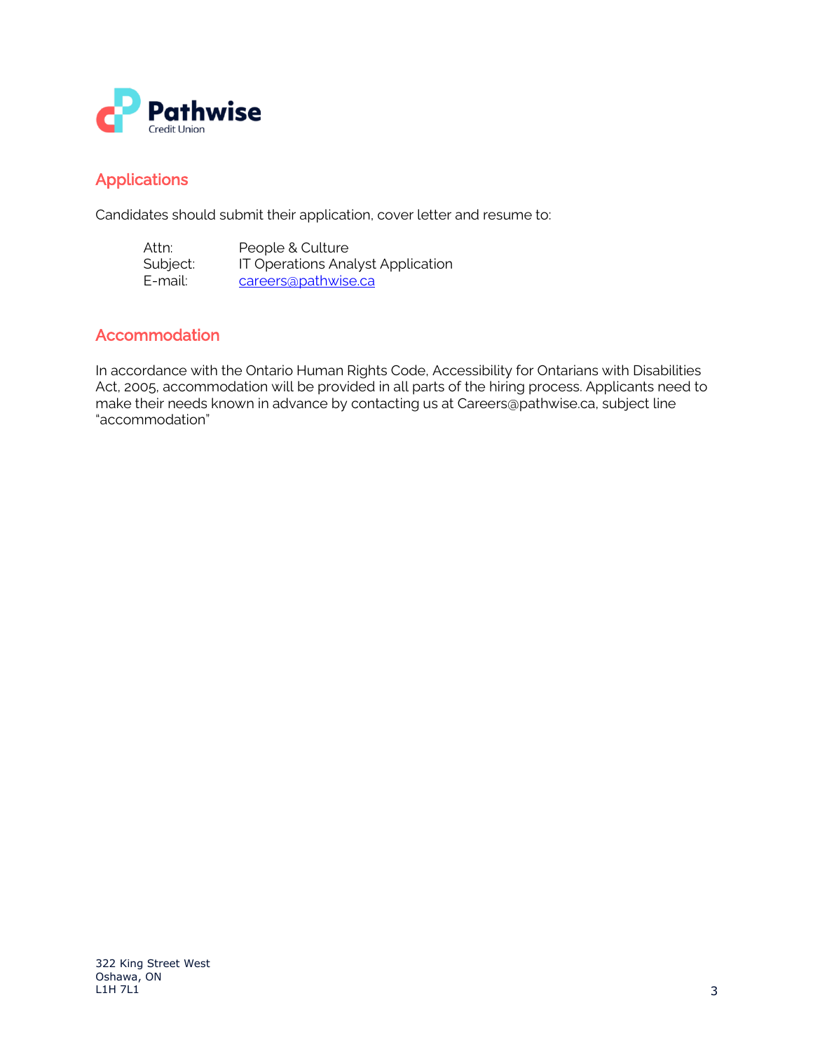## Applications

Candidates should submit their application, cover letter and resume to:

| | |
|---|---|
| Attn: | People & Culture |
| Subject: | IT Operations Analyst Application |
| E-mail: | careers@pathwise.ca |

## Accommodation

In accordance with the Ontario Human Rights Code, Accessibility for Ontarians with Disabilities Act, 2005, accommodation will be provided in all parts of the hiring process. Applicants need to make their needs known in advance by contacting us at Careers@pathwise.ca, subject line "accommodation"

322 King Street West
Oshawa, ON
L1H 7L1